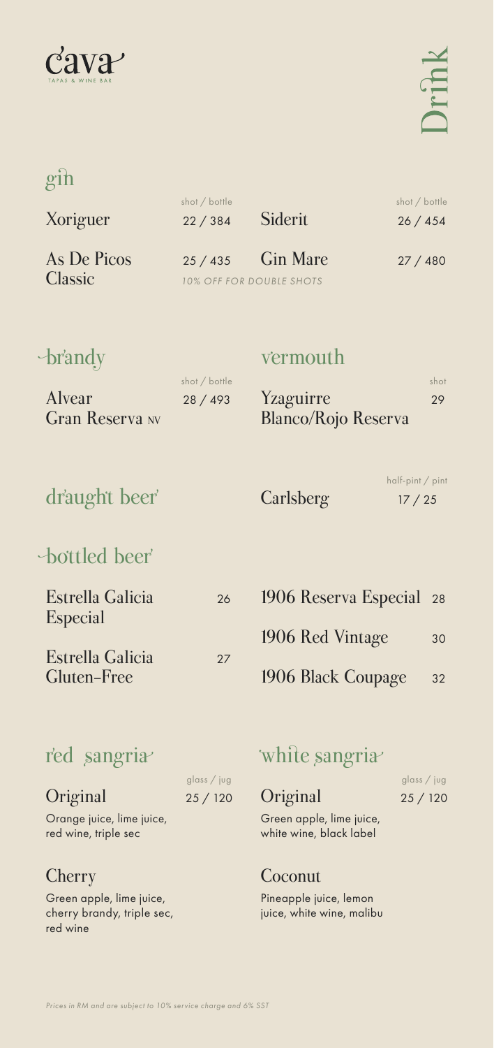# cava

TAPAS & WINE BAR

# Drink

## gin

| | shot / bottle |
|---|---|
| Xoriguer | 22 / 384 |
| As De Picos Classic | 25 / 435 |
| Siderit | 26 / 454 |
| Gin Mare | 27 / 480 |

*10% OFF FOR DOUBLE SHOTS*

## brandy

| | shot / bottle |
|---|---|
| Alvear Gran Reserva NV | 28 / 493 |

## vermouth

| | shot |
|---|---|
| Yzaguirre Blanco/Rojo Reserva | 29 |

## draught beer

| | half-pint / pint |
|---|---|
| Carlsberg | 17 / 25 |

## bottled beer

| | |
|---|---|
| Estrella Galicia Especial | 26 |
| Estrella Galicia Gluten-Free | 27 |
| 1906 Reserva Especial | 28 |
| 1906 Red Vintage | 30 |
| 1906 Black Coupage | 32 |

## red sangria

| | glass / jug |
|---|---|
| Original | 25 / 120 |

Orange juice, lime juice, red wine, triple sec

**Cherry**

Green apple, lime juice, cherry brandy, triple sec, red wine

## white sangria

| | glass / jug |
|---|---|
| Original | 25 / 120 |

Green apple, lime juice, white wine, black label

**Coconut**

Pineapple juice, lemon juice, white wine, malibu

*Prices in RM and are subject to 10% service charge and 6% SST*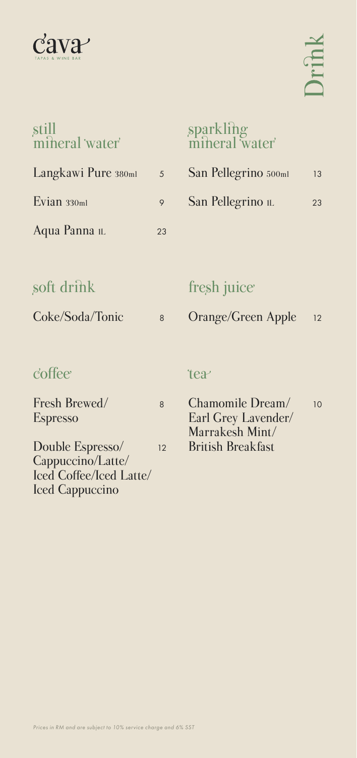# cava

TAPAS & WINE BAR

# Drink

## still mineral water

| | |
|---|---|
| Langkawi Pure 380ml | 5 |
| Evian 330ml | 9 |
| Aqua Panna 1L | 23 |

## sparkling mineral water

| | |
|---|---|
| San Pellegrino 500ml | 13 |
| San Pellegrino 1L | 23 |

## soft drink

| | |
|---|---|
| Coke/Soda/Tonic | 8 |

## fresh juice

| | |
|---|---|
| Orange/Green Apple | 12 |

## coffee

| | |
|---|---|
| Fresh Brewed/ Espresso | 8 |
| Double Espresso/ Cappuccino/Latte/ Iced Coffee/Iced Latte/ Iced Cappuccino | 12 |

## tea

| | |
|---|---|
| Chamomile Dream/ Earl Grey Lavender/ Marrakesh Mint/ British Breakfast | 10 |

*Prices in RM and are subject to 10% service charge and 6% SST*